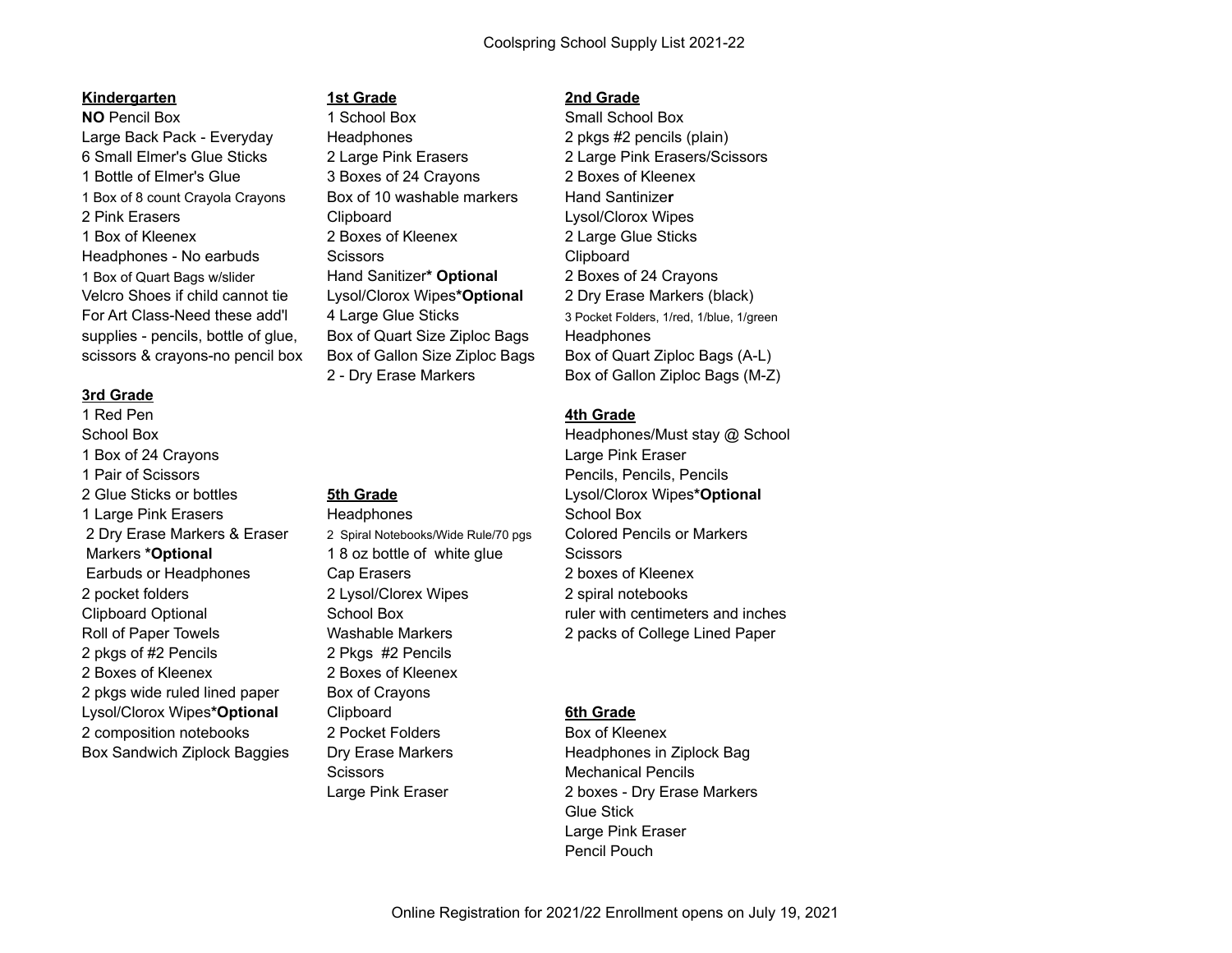# Coolspring School Supply List 2021-22

## Kindergarten

**NO** Pencil Box
Large Back Pack - Everyday
6 Small Elmer's Glue Sticks
1 Bottle of Elmer's Glue
1 Box of 8 count Crayola Crayons
2 Pink Erasers
1 Box of Kleenex
Headphones - No earbuds
1 Box of Quart Bags w/slider
Velcro Shoes if child cannot tie
For Art Class-Need these add'l supplies - pencils, bottle of glue, scissors & crayons-no pencil box

## 1st Grade

1 School Box
Headphones
2 Large Pink Erasers
3 Boxes of 24 Crayons
Box of 10 washable markers
Clipboard
2 Boxes of Kleenex
Scissors
Hand Sanitizer* **Optional**
Lysol/Clorox Wipes***Optional**
4 Large Glue Sticks
Box of Quart Size Ziploc Bags
Box of Gallon Size Ziploc Bags
2 - Dry Erase Markers

## 2nd Grade

Small School Box
2 pkgs #2 pencils (plain)
2 Large Pink Erasers/Scissors
2 Boxes of Kleenex
Hand Santinize**r**
Lysol/Clorox Wipes
2 Large Glue Sticks
Clipboard
2 Boxes of 24 Crayons
2 Dry Erase Markers (black)
3 Pocket Folders, 1/red, 1/blue, 1/green
Headphones
Box of Quart Ziploc Bags (A-L)
Box of Gallon Ziploc Bags (M-Z)

## 3rd Grade

1 Red Pen
School Box
1 Box of 24 Crayons
1 Pair of Scissors
2 Glue Sticks or bottles
1 Large Pink Erasers
2 Dry Erase Markers & Eraser Markers ***Optional**
Earbuds or Headphones
2 pocket folders
Clipboard Optional
Roll of Paper Towels
2 pkgs of #2 Pencils
2 Boxes of Kleenex
2 pkgs wide ruled lined paper
Lysol/Clorox Wipes***Optional**
2 composition notebooks
Box Sandwich Ziplock Baggies

## 4th Grade

Headphones/Must stay @ School
Large Pink Eraser
Pencils, Pencils, Pencils
Lysol/Clorox Wipes***Optional**
School Box
Colored Pencils or Markers
Scissors
2 boxes of Kleenex
2 spiral notebooks
ruler with centimeters and inches
2 packs of College Lined Paper

## 5th Grade

Headphones
2 Spiral Notebooks/Wide Rule/70 pgs
1 8 oz bottle of white glue
Cap Erasers
2 Lysol/Clorex Wipes
School Box
Washable Markers
2 Pkgs #2 Pencils
2 Boxes of Kleenex
Box of Crayons
Clipboard
2 Pocket Folders
Dry Erase Markers
Scissors
Large Pink Eraser

## 6th Grade

Box of Kleenex
Headphones in Ziplock Bag
Mechanical Pencils
2 boxes - Dry Erase Markers
Glue Stick
Large Pink Eraser
Pencil Pouch

Online Registration for 2021/22 Enrollment opens on July 19, 2021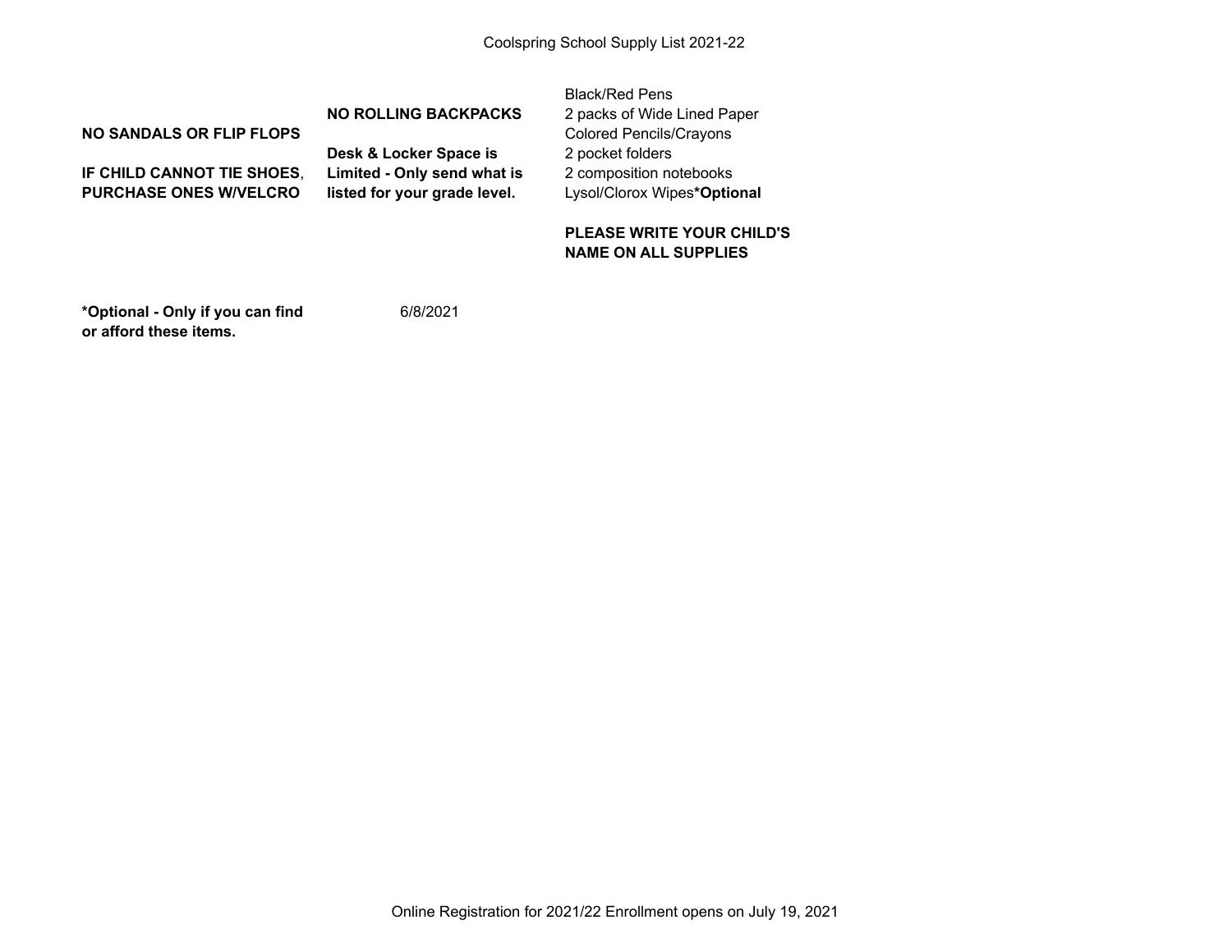Coolspring School Supply List 2021-22

**NO SANDALS OR FLIP FLOPS**

**IF CHILD CANNOT TIE SHOES**, **PURCHASE ONES W/VELCRO**

**NO ROLLING BACKPACKS**

**Desk & Locker Space is Limited - Only send what is listed for your grade level.**

- Black/Red Pens
- 2 packs of Wide Lined Paper
- Colored Pencils/Crayons
- 2 pocket folders
- 2 composition notebooks
- Lysol/Clorox Wipes**\*Optional**

**PLEASE WRITE YOUR CHILD'S NAME ON ALL SUPPLIES**

**\*Optional - Only if you can find or afford these items.**

6/8/2021

Online Registration for 2021/22 Enrollment opens on July 19, 2021